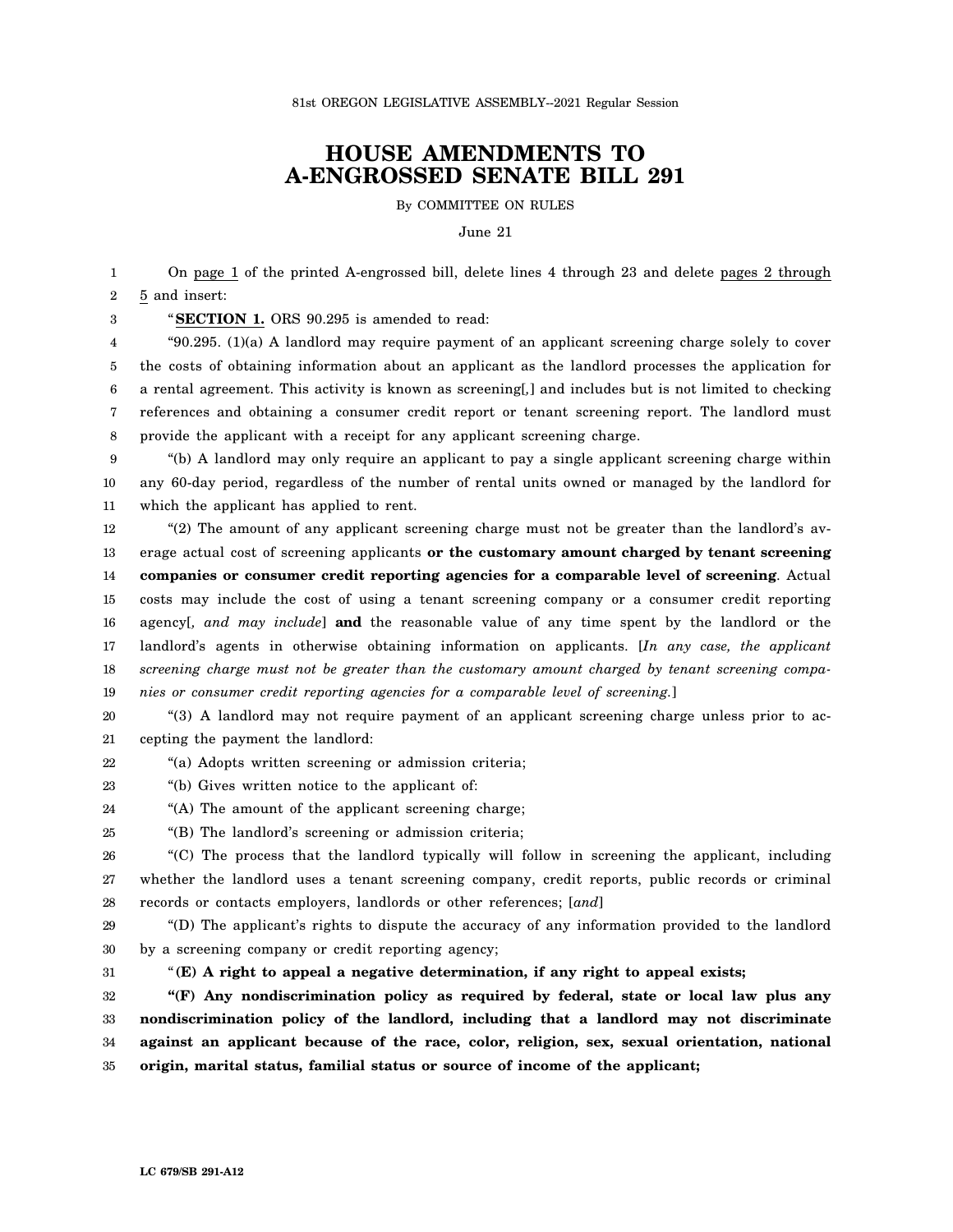81st OREGON LEGISLATIVE ASSEMBLY--2021 Regular Session

# HOUSE AMENDMENTS TO A-ENGROSSED SENATE BILL 291

By COMMITTEE ON RULES

June 21

On page 1 of the printed A-engrossed bill, delete lines 4 through 23 and delete pages 2 through 5 and insert:

"**SECTION 1.** ORS 90.295 is amended to read:

"90.295. (1)(a) A landlord may require payment of an applicant screening charge solely to cover the costs of obtaining information about an applicant as the landlord processes the application for a rental agreement. This activity is known as screening[,] and includes but is not limited to checking references and obtaining a consumer credit report or tenant screening report. The landlord must provide the applicant with a receipt for any applicant screening charge.

"(b) A landlord may only require an applicant to pay a single applicant screening charge within any 60-day period, regardless of the number of rental units owned or managed by the landlord for which the applicant has applied to rent.

"(2) The amount of any applicant screening charge must not be greater than the landlord's average actual cost of screening applicants **or the customary amount charged by tenant screening companies or consumer credit reporting agencies for a comparable level of screening**. Actual costs may include the cost of using a tenant screening company or a consumer credit reporting agency[*, and may include*] **and** the reasonable value of any time spent by the landlord or the landlord's agents in otherwise obtaining information on applicants. [*In any case, the applicant screening charge must not be greater than the customary amount charged by tenant screening companies or consumer credit reporting agencies for a comparable level of screening.*]

"(3) A landlord may not require payment of an applicant screening charge unless prior to accepting the payment the landlord:

"(a) Adopts written screening or admission criteria;

"(b) Gives written notice to the applicant of:

"(A) The amount of the applicant screening charge;

"(B) The landlord's screening or admission criteria;

"(C) The process that the landlord typically will follow in screening the applicant, including whether the landlord uses a tenant screening company, credit reports, public records or criminal records or contacts employers, landlords or other references; [*and*]

"(D) The applicant's rights to dispute the accuracy of any information provided to the landlord by a screening company or credit reporting agency;

"**(E) A right to appeal a negative determination, if any right to appeal exists;**

**"(F) Any nondiscrimination policy as required by federal, state or local law plus any nondiscrimination policy of the landlord, including that a landlord may not discriminate against an applicant because of the race, color, religion, sex, sexual orientation, national origin, marital status, familial status or source of income of the applicant;**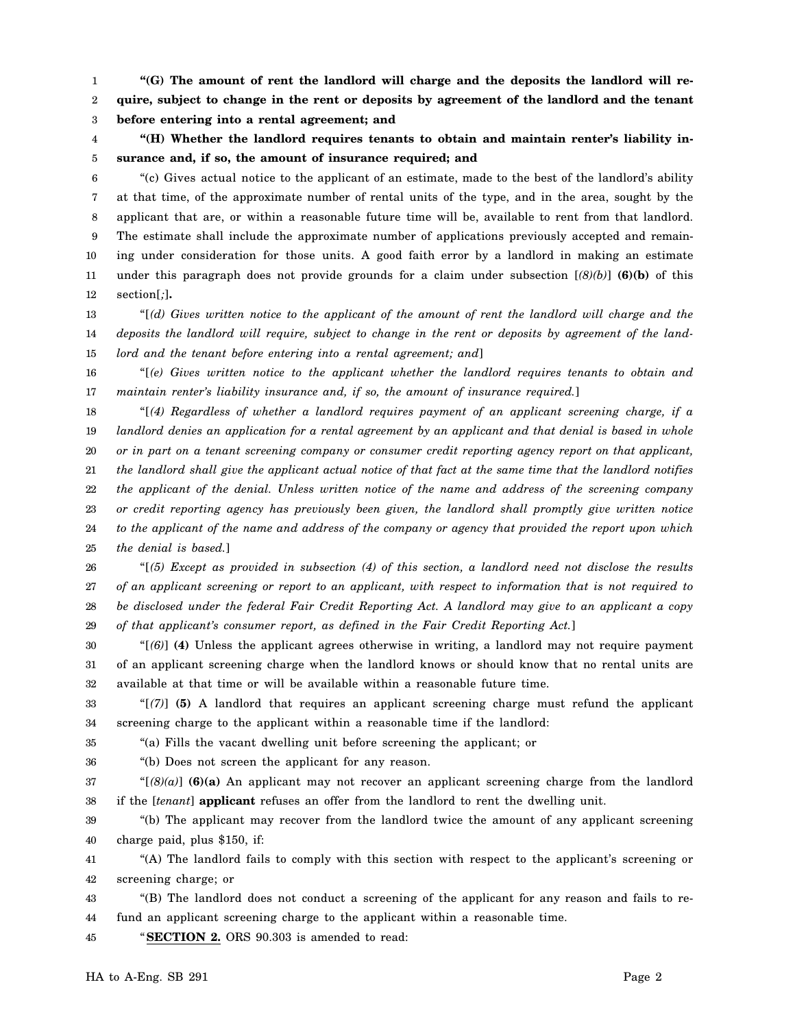**"(G) The amount of rent the landlord will charge and the deposits the landlord will require, subject to change in the rent or deposits by agreement of the landlord and the tenant before entering into a rental agreement; and**

**"(H) Whether the landlord requires tenants to obtain and maintain renter's liability insurance and, if so, the amount of insurance required; and**

"(c) Gives actual notice to the applicant of an estimate, made to the best of the landlord's ability at that time, of the approximate number of rental units of the type, and in the area, sought by the applicant that are, or within a reasonable future time will be, available to rent from that landlord. The estimate shall include the approximate number of applications previously accepted and remaining under consideration for those units. A good faith error by a landlord in making an estimate under this paragraph does not provide grounds for a claim under subsection [*(8)(b)*] **(6)(b)** of this section[*;*]**.**

"[*(d) Gives written notice to the applicant of the amount of rent the landlord will charge and the deposits the landlord will require, subject to change in the rent or deposits by agreement of the landlord and the tenant before entering into a rental agreement; and*]

"[*(e) Gives written notice to the applicant whether the landlord requires tenants to obtain and maintain renter's liability insurance and, if so, the amount of insurance required.*]

"[*(4) Regardless of whether a landlord requires payment of an applicant screening charge, if a landlord denies an application for a rental agreement by an applicant and that denial is based in whole or in part on a tenant screening company or consumer credit reporting agency report on that applicant, the landlord shall give the applicant actual notice of that fact at the same time that the landlord notifies the applicant of the denial. Unless written notice of the name and address of the screening company or credit reporting agency has previously been given, the landlord shall promptly give written notice to the applicant of the name and address of the company or agency that provided the report upon which the denial is based.*]

"[*(5) Except as provided in subsection (4) of this section, a landlord need not disclose the results of an applicant screening or report to an applicant, with respect to information that is not required to be disclosed under the federal Fair Credit Reporting Act. A landlord may give to an applicant a copy of that applicant's consumer report, as defined in the Fair Credit Reporting Act.*]

"[*(6)*] **(4)** Unless the applicant agrees otherwise in writing, a landlord may not require payment of an applicant screening charge when the landlord knows or should know that no rental units are available at that time or will be available within a reasonable future time.

"[*(7)*] **(5)** A landlord that requires an applicant screening charge must refund the applicant screening charge to the applicant within a reasonable time if the landlord:

"(a) Fills the vacant dwelling unit before screening the applicant; or

"(b) Does not screen the applicant for any reason.

"[*(8)(a)*] **(6)(a)** An applicant may not recover an applicant screening charge from the landlord if the [*tenant*] **applicant** refuses an offer from the landlord to rent the dwelling unit.

"(b) The applicant may recover from the landlord twice the amount of any applicant screening charge paid, plus $150, if:

"(A) The landlord fails to comply with this section with respect to the applicant's screening or screening charge; or

"(B) The landlord does not conduct a screening of the applicant for any reason and fails to refund an applicant screening charge to the applicant within a reasonable time.

"**SECTION 2.** ORS 90.303 is amended to read: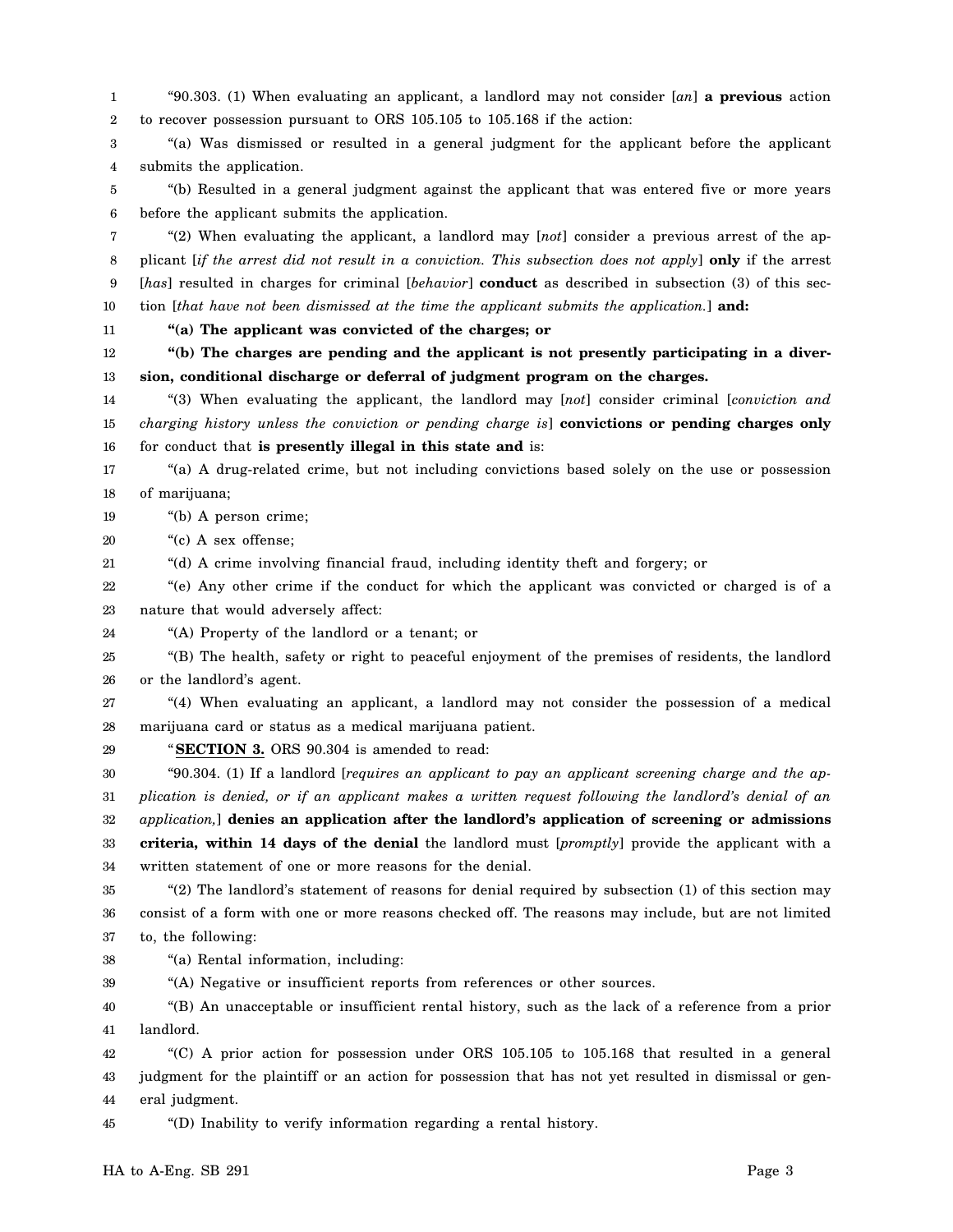"90.303. (1) When evaluating an applicant, a landlord may not consider [*an*] **a previous** action to recover possession pursuant to ORS 105.105 to 105.168 if the action:

"(a) Was dismissed or resulted in a general judgment for the applicant before the applicant submits the application.

"(b) Resulted in a general judgment against the applicant that was entered five or more years before the applicant submits the application.

"(2) When evaluating the applicant, a landlord may [*not*] consider a previous arrest of the applicant [*if the arrest did not result in a conviction. This subsection does not apply*] **only** if the arrest [*has*] resulted in charges for criminal [*behavior*] **conduct** as described in subsection (3) of this section [*that have not been dismissed at the time the applicant submits the application.*] **and:**

**"(a) The applicant was convicted of the charges; or**

**"(b) The charges are pending and the applicant is not presently participating in a diversion, conditional discharge or deferral of judgment program on the charges.**

"(3) When evaluating the applicant, the landlord may [*not*] consider criminal [*conviction and charging history unless the conviction or pending charge is*] **convictions or pending charges only** for conduct that **is presently illegal in this state and** is:

"(a) A drug-related crime, but not including convictions based solely on the use or possession of marijuana;

"(b) A person crime;

"(c) A sex offense;

"(d) A crime involving financial fraud, including identity theft and forgery; or

"(e) Any other crime if the conduct for which the applicant was convicted or charged is of a nature that would adversely affect:

"(A) Property of the landlord or a tenant; or

"(B) The health, safety or right to peaceful enjoyment of the premises of residents, the landlord or the landlord's agent.

"(4) When evaluating an applicant, a landlord may not consider the possession of a medical marijuana card or status as a medical marijuana patient.

"**SECTION 3.** ORS 90.304 is amended to read:

"90.304. (1) If a landlord [*requires an applicant to pay an applicant screening charge and the application is denied, or if an applicant makes a written request following the landlord's denial of an application,*] **denies an application after the landlord's application of screening or admissions criteria, within 14 days of the denial** the landlord must [*promptly*] provide the applicant with a written statement of one or more reasons for the denial.

"(2) The landlord's statement of reasons for denial required by subsection (1) of this section may consist of a form with one or more reasons checked off. The reasons may include, but are not limited to, the following:

"(a) Rental information, including:

"(A) Negative or insufficient reports from references or other sources.

"(B) An unacceptable or insufficient rental history, such as the lack of a reference from a prior landlord.

"(C) A prior action for possession under ORS 105.105 to 105.168 that resulted in a general judgment for the plaintiff or an action for possession that has not yet resulted in dismissal or general judgment.

"(D) Inability to verify information regarding a rental history.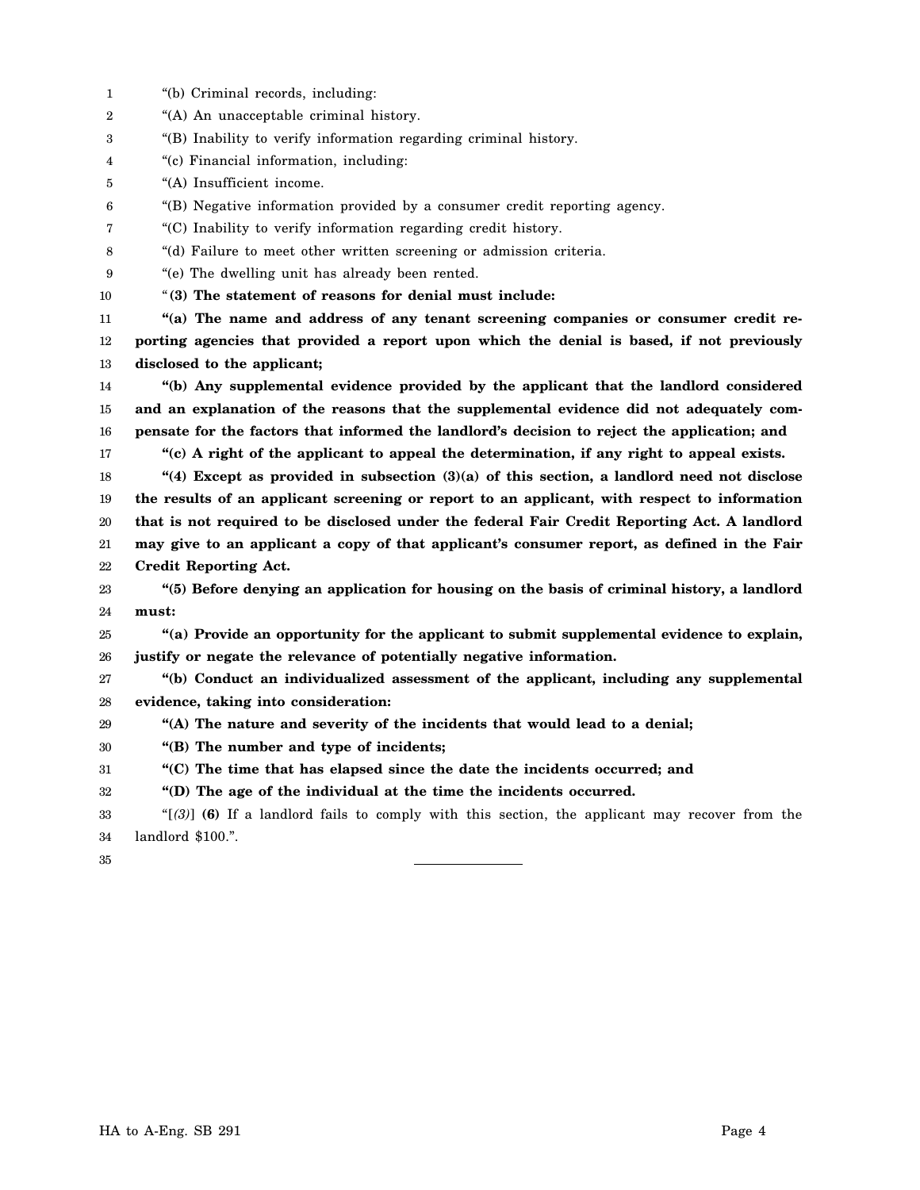"(b) Criminal records, including:

"(A) An unacceptable criminal history.

"(B) Inability to verify information regarding criminal history.

"(c) Financial information, including:

"(A) Insufficient income.

"(B) Negative information provided by a consumer credit reporting agency.

"(C) Inability to verify information regarding credit history.

"(d) Failure to meet other written screening or admission criteria.

"(e) The dwelling unit has already been rented.

"**(3) The statement of reasons for denial must include:**

**"(a) The name and address of any tenant screening companies or consumer credit reporting agencies that provided a report upon which the denial is based, if not previously disclosed to the applicant;**

**"(b) Any supplemental evidence provided by the applicant that the landlord considered and an explanation of the reasons that the supplemental evidence did not adequately compensate for the factors that informed the landlord's decision to reject the application; and**

**"(c) A right of the applicant to appeal the determination, if any right to appeal exists.**

**"(4) Except as provided in subsection (3)(a) of this section, a landlord need not disclose the results of an applicant screening or report to an applicant, with respect to information that is not required to be disclosed under the federal Fair Credit Reporting Act. A landlord may give to an applicant a copy of that applicant's consumer report, as defined in the Fair Credit Reporting Act.**

**"(5) Before denying an application for housing on the basis of criminal history, a landlord must:**

**"(a) Provide an opportunity for the applicant to submit supplemental evidence to explain, justify or negate the relevance of potentially negative information.**

**"(b) Conduct an individualized assessment of the applicant, including any supplemental evidence, taking into consideration:**

**"(A) The nature and severity of the incidents that would lead to a denial;**

**"(B) The number and type of incidents;**

**"(C) The time that has elapsed since the date the incidents occurred; and**

**"(D) The age of the individual at the time the incidents occurred.**

"[*(3)*] **(6)** If a landlord fails to comply with this section, the applicant may recover from the landlord $100.".